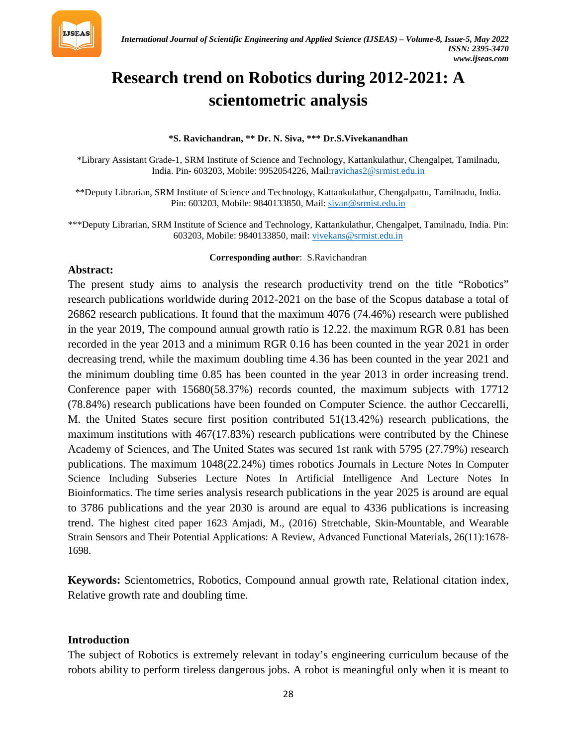# Research trend on Robotics during 2012-2021: A scientometric analysis

**\*S. Ravichandran, \*\* Dr. N. Siva, \*\*\* Dr.S.Vivekanandhan**

\*Library Assistant Grade-1, SRM Institute of Science and Technology, Kattankulathur, Chengalpet, Tamilnadu, India. Pin- 603203, Mobile: 9952054226, Mail:ravichas2@srmist.edu.in

\*\*Deputy Librarian, SRM Institute of Science and Technology, Kattankulathur, Chengalpattu, Tamilnadu, India. Pin: 603203, Mobile: 9840133850, Mail: sivan@srmist.edu.in

\*\*\*Deputy Librarian, SRM Institute of Science and Technology, Kattankulathur, Chengalpet, Tamilnadu, India. Pin: 603203, Mobile: 9840133850, mail: vivekans@srmist.edu.in

**Corresponding author**: S.Ravichandran

## Abstract:

The present study aims to analysis the research productivity trend on the title "Robotics" research publications worldwide during 2012-2021 on the base of the Scopus database a total of 26862 research publications. It found that the maximum 4076 (74.46%) research were published in the year 2019, The compound annual growth ratio is 12.22. the maximum RGR 0.81 has been recorded in the year 2013 and a minimum RGR 0.16 has been counted in the year 2021 in order decreasing trend, while the maximum doubling time 4.36 has been counted in the year 2021 and the minimum doubling time 0.85 has been counted in the year 2013 in order increasing trend. Conference paper with 15680(58.37%) records counted, the maximum subjects with 17712 (78.84%) research publications have been founded on Computer Science. the author Ceccarelli, M. the United States secure first position contributed 51(13.42%) research publications, the maximum institutions with 467(17.83%) research publications were contributed by the Chinese Academy of Sciences, and The United States was secured 1st rank with 5795 (27.79%) research publications. The maximum 1048(22.24%) times robotics Journals in Lecture Notes In Computer Science Including Subseries Lecture Notes In Artificial Intelligence And Lecture Notes In Bioinformatics. The time series analysis research publications in the year 2025 is around are equal to 3786 publications and the year 2030 is around are equal to 4336 publications is increasing trend. The highest cited paper 1623 Amjadi, M., (2016) Stretchable, Skin-Mountable, and Wearable Strain Sensors and Their Potential Applications: A Review, Advanced Functional Materials, 26(11):1678-1698.

**Keywords:** Scientometrics, Robotics, Compound annual growth rate, Relational citation index, Relative growth rate and doubling time.

## Introduction

The subject of Robotics is extremely relevant in today's engineering curriculum because of the robots ability to perform tireless dangerous jobs. A robot is meaningful only when it is meant to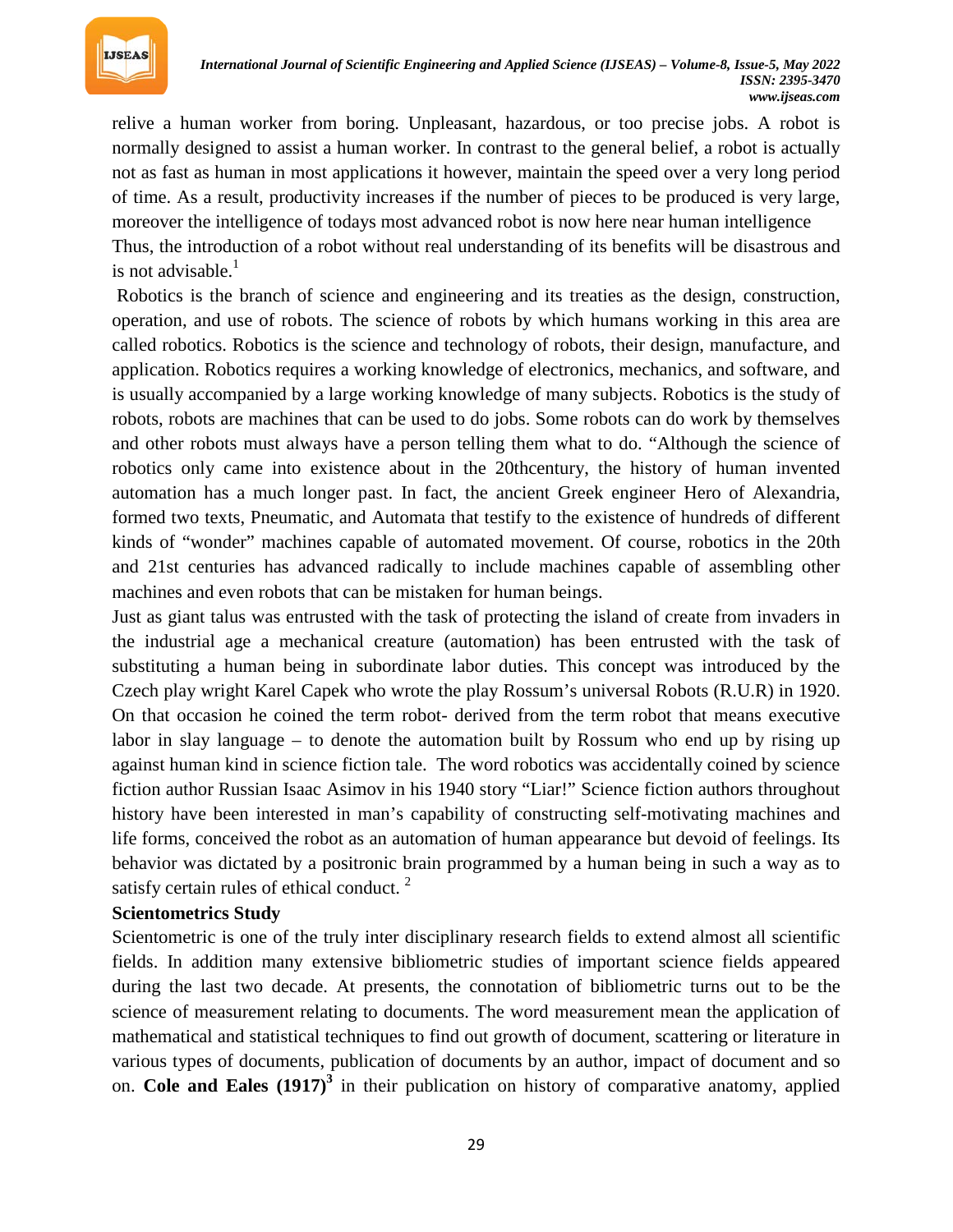relive a human worker from boring. Unpleasant, hazardous, or too precise jobs. A robot is normally designed to assist a human worker. In contrast to the general belief, a robot is actually not as fast as human in most applications it however, maintain the speed over a very long period of time. As a result, productivity increases if the number of pieces to be produced is very large, moreover the intelligence of todays most advanced robot is now here near human intelligence Thus, the introduction of a robot without real understanding of its benefits will be disastrous and is not advisable.[1]

Robotics is the branch of science and engineering and its treaties as the design, construction, operation, and use of robots. The science of robots by which humans working in this area are called robotics. Robotics is the science and technology of robots, their design, manufacture, and application. Robotics requires a working knowledge of electronics, mechanics, and software, and is usually accompanied by a large working knowledge of many subjects. Robotics is the study of robots, robots are machines that can be used to do jobs. Some robots can do work by themselves and other robots must always have a person telling them what to do. "Although the science of robotics only came into existence about in the 20thcentury, the history of human invented automation has a much longer past. In fact, the ancient Greek engineer Hero of Alexandria, formed two texts, Pneumatic, and Automata that testify to the existence of hundreds of different kinds of "wonder" machines capable of automated movement. Of course, robotics in the 20th and 21st centuries has advanced radically to include machines capable of assembling other machines and even robots that can be mistaken for human beings.

Just as giant talus was entrusted with the task of protecting the island of create from invaders in the industrial age a mechanical creature (automation) has been entrusted with the task of substituting a human being in subordinate labor duties. This concept was introduced by the Czech play wright Karel Capek who wrote the play Rossum's universal Robots (R.U.R) in 1920. On that occasion he coined the term robot- derived from the term robot that means executive labor in slay language – to denote the automation built by Rossum who end up by rising up against human kind in science fiction tale. The word robotics was accidentally coined by science fiction author Russian Isaac Asimov in his 1940 story "Liar!" Science fiction authors throughout history have been interested in man's capability of constructing self-motivating machines and life forms, conceived the robot as an automation of human appearance but devoid of feelings. Its behavior was dictated by a positronic brain programmed by a human being in such a way as to satisfy certain rules of ethical conduct. [2]

**Scientometrics Study**

Scientometric is one of the truly inter disciplinary research fields to extend almost all scientific fields. In addition many extensive bibliometric studies of important science fields appeared during the last two decade. At presents, the connotation of bibliometric turns out to be the science of measurement relating to documents. The word measurement mean the application of mathematical and statistical techniques to find out growth of document, scattering or literature in various types of documents, publication of documents by an author, impact of document and so on. **Cole and Eales (1917)**[3] in their publication on history of comparative anatomy, applied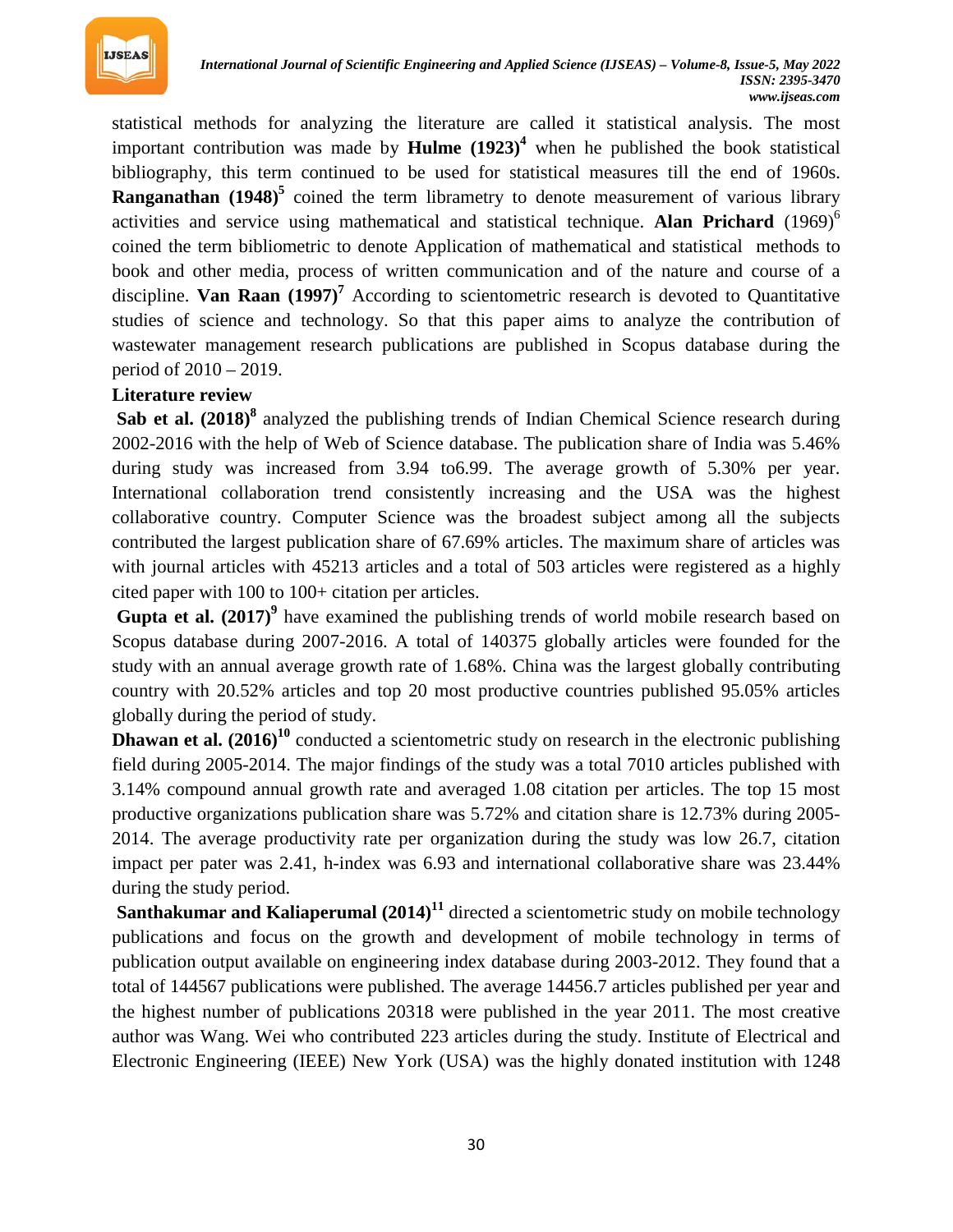statistical methods for analyzing the literature are called it statistical analysis. The most important contribution was made by **Hulme (1923)**[4] when he published the book statistical bibliography, this term continued to be used for statistical measures till the end of 1960s. **Ranganathan (1948)**[5] coined the term librametry to denote measurement of various library activities and service using mathematical and statistical technique. **Alan Prichard** (1969)[6] coined the term bibliometric to denote Application of mathematical and statistical methods to book and other media, process of written communication and of the nature and course of a discipline. **Van Raan (1997)**[7] According to scientometric research is devoted to Quantitative studies of science and technology. So that this paper aims to analyze the contribution of wastewater management research publications are published in Scopus database during the period of 2010 – 2019.

## Literature review

**Sab et al. (2018)**[8] analyzed the publishing trends of Indian Chemical Science research during 2002-2016 with the help of Web of Science database. The publication share of India was 5.46% during study was increased from 3.94 to6.99. The average growth of 5.30% per year. International collaboration trend consistently increasing and the USA was the highest collaborative country. Computer Science was the broadest subject among all the subjects contributed the largest publication share of 67.69% articles. The maximum share of articles was with journal articles with 45213 articles and a total of 503 articles were registered as a highly cited paper with 100 to 100+ citation per articles.

**Gupta et al. (2017)**[9] have examined the publishing trends of world mobile research based on Scopus database during 2007-2016. A total of 140375 globally articles were founded for the study with an annual average growth rate of 1.68%. China was the largest globally contributing country with 20.52% articles and top 20 most productive countries published 95.05% articles globally during the period of study.

**Dhawan et al. (2016)**[10] conducted a scientometric study on research in the electronic publishing field during 2005-2014. The major findings of the study was a total 7010 articles published with 3.14% compound annual growth rate and averaged 1.08 citation per articles. The top 15 most productive organizations publication share was 5.72% and citation share is 12.73% during 2005-2014. The average productivity rate per organization during the study was low 26.7, citation impact per pater was 2.41, h-index was 6.93 and international collaborative share was 23.44% during the study period.

**Santhakumar and Kaliaperumal (2014)**[11] directed a scientometric study on mobile technology publications and focus on the growth and development of mobile technology in terms of publication output available on engineering index database during 2003-2012. They found that a total of 144567 publications were published. The average 14456.7 articles published per year and the highest number of publications 20318 were published in the year 2011. The most creative author was Wang. Wei who contributed 223 articles during the study. Institute of Electrical and Electronic Engineering (IEEE) New York (USA) was the highly donated institution with 1248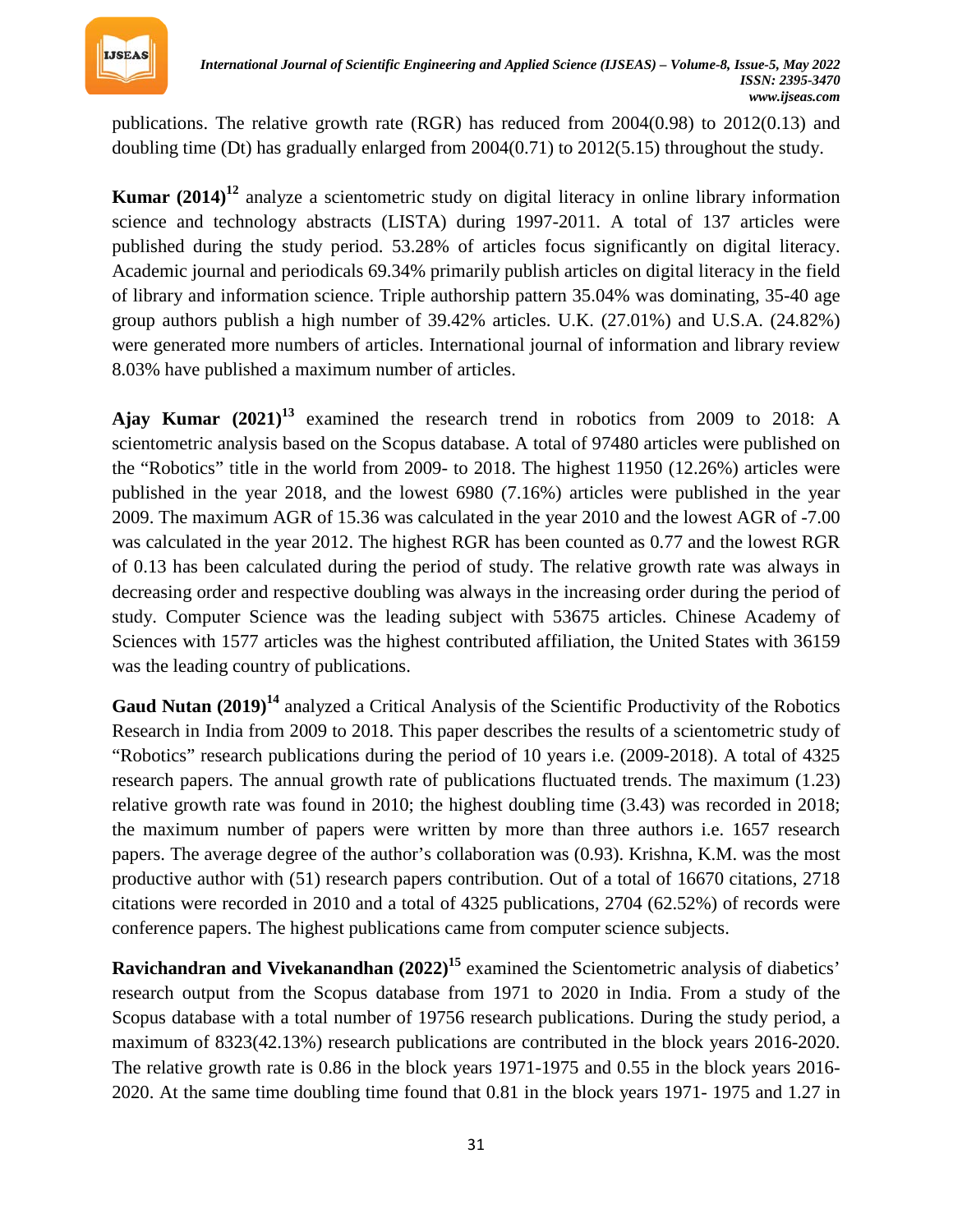publications. The relative growth rate (RGR) has reduced from 2004(0.98) to 2012(0.13) and doubling time (Dt) has gradually enlarged from 2004(0.71) to 2012(5.15) throughout the study.

**Kumar (2014)**[12] analyze a scientometric study on digital literacy in online library information science and technology abstracts (LISTA) during 1997-2011. A total of 137 articles were published during the study period. 53.28% of articles focus significantly on digital literacy. Academic journal and periodicals 69.34% primarily publish articles on digital literacy in the field of library and information science. Triple authorship pattern 35.04% was dominating, 35-40 age group authors publish a high number of 39.42% articles. U.K. (27.01%) and U.S.A. (24.82%) were generated more numbers of articles. International journal of information and library review 8.03% have published a maximum number of articles.

**Ajay Kumar (2021)**[13] examined the research trend in robotics from 2009 to 2018: A scientometric analysis based on the Scopus database. A total of 97480 articles were published on the "Robotics" title in the world from 2009- to 2018. The highest 11950 (12.26%) articles were published in the year 2018, and the lowest 6980 (7.16%) articles were published in the year 2009. The maximum AGR of 15.36 was calculated in the year 2010 and the lowest AGR of -7.00 was calculated in the year 2012. The highest RGR has been counted as 0.77 and the lowest RGR of 0.13 has been calculated during the period of study. The relative growth rate was always in decreasing order and respective doubling was always in the increasing order during the period of study. Computer Science was the leading subject with 53675 articles. Chinese Academy of Sciences with 1577 articles was the highest contributed affiliation, the United States with 36159 was the leading country of publications.

**Gaud Nutan (2019)**[14] analyzed a Critical Analysis of the Scientific Productivity of the Robotics Research in India from 2009 to 2018. This paper describes the results of a scientometric study of "Robotics" research publications during the period of 10 years i.e. (2009-2018). A total of 4325 research papers. The annual growth rate of publications fluctuated trends. The maximum (1.23) relative growth rate was found in 2010; the highest doubling time (3.43) was recorded in 2018; the maximum number of papers were written by more than three authors i.e. 1657 research papers. The average degree of the author's collaboration was (0.93). Krishna, K.M. was the most productive author with (51) research papers contribution. Out of a total of 16670 citations, 2718 citations were recorded in 2010 and a total of 4325 publications, 2704 (62.52%) of records were conference papers. The highest publications came from computer science subjects.

**Ravichandran and Vivekanandhan (2022)**[15] examined the Scientometric analysis of diabetics' research output from the Scopus database from 1971 to 2020 in India. From a study of the Scopus database with a total number of 19756 research publications. During the study period, a maximum of 8323(42.13%) research publications are contributed in the block years 2016-2020. The relative growth rate is 0.86 in the block years 1971-1975 and 0.55 in the block years 2016-2020. At the same time doubling time found that 0.81 in the block years 1971- 1975 and 1.27 in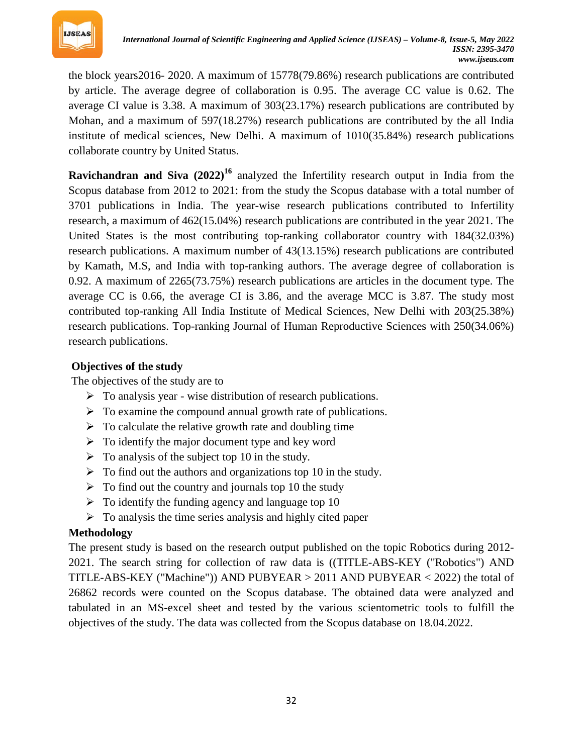the block years2016- 2020. A maximum of 15778(79.86%) research publications are contributed by article. The average degree of collaboration is 0.95. The average CC value is 0.62. The average CI value is 3.38. A maximum of 303(23.17%) research publications are contributed by Mohan, and a maximum of 597(18.27%) research publications are contributed by the all India institute of medical sciences, New Delhi. A maximum of 1010(35.84%) research publications collaborate country by United Status.

**Ravichandran and Siva (2022)**[16] analyzed the Infertility research output in India from the Scopus database from 2012 to 2021: from the study the Scopus database with a total number of 3701 publications in India. The year-wise research publications contributed to Infertility research, a maximum of 462(15.04%) research publications are contributed in the year 2021. The United States is the most contributing top-ranking collaborator country with 184(32.03%) research publications. A maximum number of 43(13.15%) research publications are contributed by Kamath, M.S, and India with top-ranking authors. The average degree of collaboration is 0.92. A maximum of 2265(73.75%) research publications are articles in the document type. The average CC is 0.66, the average CI is 3.86, and the average MCC is 3.87. The study most contributed top-ranking All India Institute of Medical Sciences, New Delhi with 203(25.38%) research publications. Top-ranking Journal of Human Reproductive Sciences with 250(34.06%) research publications.

### Objectives of the study

The objectives of the study are to

- To analysis year - wise distribution of research publications.
- To examine the compound annual growth rate of publications.
- To calculate the relative growth rate and doubling time
- To identify the major document type and key word
- To analysis of the subject top 10 in the study.
- To find out the authors and organizations top 10 in the study.
- To find out the country and journals top 10 the study
- To identify the funding agency and language top 10
- To analysis the time series analysis and highly cited paper

### Methodology

The present study is based on the research output published on the topic Robotics during 2012-2021. The search string for collection of raw data is ((TITLE-ABS-KEY ("Robotics") AND TITLE-ABS-KEY ("Machine")) AND PUBYEAR > 2011 AND PUBYEAR < 2022) the total of 26862 records were counted on the Scopus database. The obtained data were analyzed and tabulated in an MS-excel sheet and tested by the various scientometric tools to fulfill the objectives of the study. The data was collected from the Scopus database on 18.04.2022.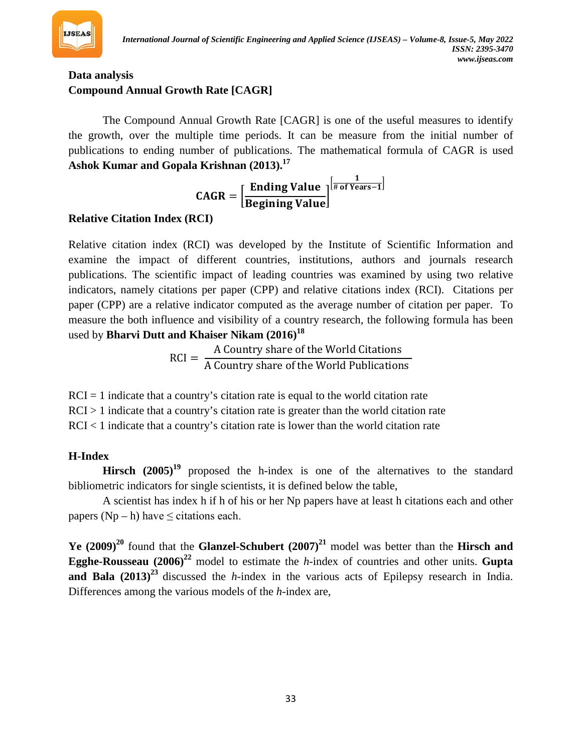**Data analysis**

**Compound Annual Growth Rate [CAGR]**

The Compound Annual Growth Rate [CAGR] is one of the useful measures to identify the growth, over the multiple time periods. It can be measure from the initial number of publications to ending number of publications. The mathematical formula of CAGR is used **Ashok Kumar and Gopala Krishnan (2013).**[17]

$$\mathbf{CAGR} = \left[\frac{\mathbf{Ending\ Value}}{\mathbf{Begining\ Value}}\right]^{\left[\frac{\mathbf{1}}{\mathbf{\#\ of\ Years-1}}\right]}$$

**Relative Citation Index (RCI)**

Relative citation index (RCI) was developed by the Institute of Scientific Information and examine the impact of different countries, institutions, authors and journals research publications. The scientific impact of leading countries was examined by using two relative indicators, namely citations per paper (CPP) and relative citations index (RCI). Citations per paper (CPP) are a relative indicator computed as the average number of citation per paper. To measure the both influence and visibility of a country research, the following formula has been used by **Bharvi Dutt and Khaiser Nikam (2016)**[18]

$$\text{RCI} = \frac{\text{A Country share of the World Citations}}{\text{A Country share of the World Publications}}$$

RCI = 1 indicate that a country's citation rate is equal to the world citation rate
RCI > 1 indicate that a country's citation rate is greater than the world citation rate
RCI < 1 indicate that a country's citation rate is lower than the world citation rate

**H-Index**

**Hirsch (2005)**[19] proposed the h-index is one of the alternatives to the standard bibliometric indicators for single scientists, it is defined below the table,

A scientist has index h if h of his or her Np papers have at least h citations each and other papers (Np – h) have ≤ citations each.

**Ye (2009)**[20] found that the **Glanzel-Schubert (2007)**[21] model was better than the **Hirsch and Egghe-Rousseau (2006)**[22] model to estimate the *h*-index of countries and other units. **Gupta and Bala (2013)**[23] discussed the *h*-index in the various acts of Epilepsy research in India. Differences among the various models of the *h*-index are,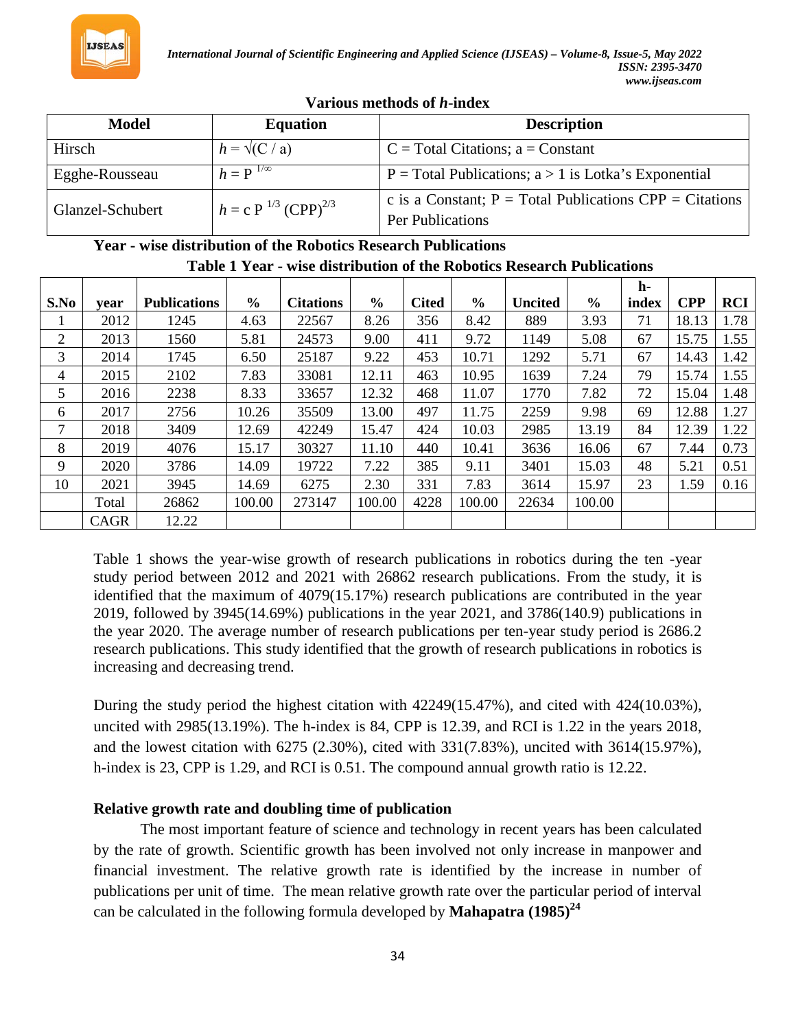**Various methods of *h*-index**

| Model | Equation | Description |
|---|---|---|
| Hirsch | $h = \sqrt{(C / a)}$ | C = Total Citations; a = Constant |
| Egghe-Rousseau | $h = P^{1/\infty}$ | P = Total Publications; a > 1 is Lotka's Exponential |
| Glanzel-Schubert | $h = c\ P^{1/3}\ (CPP)^{2/3}$ | c is a Constant; P = Total Publications CPP = Citations Per Publications |

**Year - wise distribution of the Robotics Research Publications**

**Table 1 Year - wise distribution of the Robotics Research Publications**

| S.No | year | Publications | % | Citations | % | Cited | % | Uncited | % | h-index | CPP | RCI |
|---|---|---|---|---|---|---|---|---|---|---|---|---|
| 1 | 2012 | 1245 | 4.63 | 22567 | 8.26 | 356 | 8.42 | 889 | 3.93 | 71 | 18.13 | 1.78 |
| 2 | 2013 | 1560 | 5.81 | 24573 | 9.00 | 411 | 9.72 | 1149 | 5.08 | 67 | 15.75 | 1.55 |
| 3 | 2014 | 1745 | 6.50 | 25187 | 9.22 | 453 | 10.71 | 1292 | 5.71 | 67 | 14.43 | 1.42 |
| 4 | 2015 | 2102 | 7.83 | 33081 | 12.11 | 463 | 10.95 | 1639 | 7.24 | 79 | 15.74 | 1.55 |
| 5 | 2016 | 2238 | 8.33 | 33657 | 12.32 | 468 | 11.07 | 1770 | 7.82 | 72 | 15.04 | 1.48 |
| 6 | 2017 | 2756 | 10.26 | 35509 | 13.00 | 497 | 11.75 | 2259 | 9.98 | 69 | 12.88 | 1.27 |
| 7 | 2018 | 3409 | 12.69 | 42249 | 15.47 | 424 | 10.03 | 2985 | 13.19 | 84 | 12.39 | 1.22 |
| 8 | 2019 | 4076 | 15.17 | 30327 | 11.10 | 440 | 10.41 | 3636 | 16.06 | 67 | 7.44 | 0.73 |
| 9 | 2020 | 3786 | 14.09 | 19722 | 7.22 | 385 | 9.11 | 3401 | 15.03 | 48 | 5.21 | 0.51 |
| 10 | 2021 | 3945 | 14.69 | 6275 | 2.30 | 331 | 7.83 | 3614 | 15.97 | 23 | 1.59 | 0.16 |
| | Total | 26862 | 100.00 | 273147 | 100.00 | 4228 | 100.00 | 22634 | 100.00 | | | |
| | CAGR | 12.22 | | | | | | | | | | |

Table 1 shows the year-wise growth of research publications in robotics during the ten -year study period between 2012 and 2021 with 26862 research publications. From the study, it is identified that the maximum of 4079(15.17%) research publications are contributed in the year 2019, followed by 3945(14.69%) publications in the year 2021, and 3786(140.9) publications in the year 2020. The average number of research publications per ten-year study period is 2686.2 research publications. This study identified that the growth of research publications in robotics is increasing and decreasing trend.

During the study period the highest citation with 42249(15.47%), and cited with 424(10.03%), uncited with 2985(13.19%). The h-index is 84, CPP is 12.39, and RCI is 1.22 in the years 2018, and the lowest citation with 6275 (2.30%), cited with 331(7.83%), uncited with 3614(15.97%), h-index is 23, CPP is 1.29, and RCI is 0.51. The compound annual growth ratio is 12.22.

### Relative growth rate and doubling time of publication

The most important feature of science and technology in recent years has been calculated by the rate of growth. Scientific growth has been involved not only increase in manpower and financial investment. The relative growth rate is identified by the increase in number of publications per unit of time. The mean relative growth rate over the particular period of interval can be calculated in the following formula developed by **Mahapatra (1985)[24]**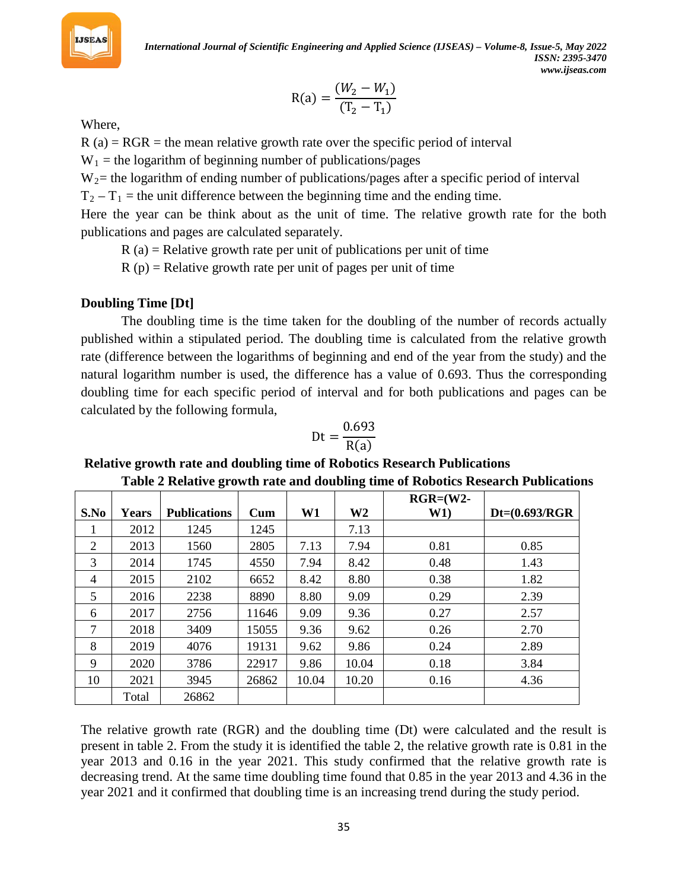$$R(a) = \frac{(W_2 - W_1)}{(T_2 - T_1)}$$

Where,

R (a) = RGR = the mean relative growth rate over the specific period of interval

$W_1$ = the logarithm of beginning number of publications/pages

$W_2$= the logarithm of ending number of publications/pages after a specific period of interval

$T_2 - T_1$ = the unit difference between the beginning time and the ending time.

Here the year can be think about as the unit of time. The relative growth rate for the both publications and pages are calculated separately.

R (a) = Relative growth rate per unit of publications per unit of time

R (p) = Relative growth rate per unit of pages per unit of time

**Doubling Time [Dt]**

The doubling time is the time taken for the doubling of the number of records actually published within a stipulated period. The doubling time is calculated from the relative growth rate (difference between the logarithms of beginning and end of the year from the study) and the natural logarithm number is used, the difference has a value of 0.693. Thus the corresponding doubling time for each specific period of interval and for both publications and pages can be calculated by the following formula,

$$Dt = \frac{0.693}{R(a)}$$

**Relative growth rate and doubling time of Robotics Research Publications**

**Table 2 Relative growth rate and doubling time of Robotics Research Publications**

| S.No | Years | Publications | Cum | W1 | W2 | RGR=(W2-W1) | Dt=(0.693/RGR |
|---|---|---|---|---|---|---|---|
| 1 | 2012 | 1245 | 1245 | | 7.13 | | |
| 2 | 2013 | 1560 | 2805 | 7.13 | 7.94 | 0.81 | 0.85 |
| 3 | 2014 | 1745 | 4550 | 7.94 | 8.42 | 0.48 | 1.43 |
| 4 | 2015 | 2102 | 6652 | 8.42 | 8.80 | 0.38 | 1.82 |
| 5 | 2016 | 2238 | 8890 | 8.80 | 9.09 | 0.29 | 2.39 |
| 6 | 2017 | 2756 | 11646 | 9.09 | 9.36 | 0.27 | 2.57 |
| 7 | 2018 | 3409 | 15055 | 9.36 | 9.62 | 0.26 | 2.70 |
| 8 | 2019 | 4076 | 19131 | 9.62 | 9.86 | 0.24 | 2.89 |
| 9 | 2020 | 3786 | 22917 | 9.86 | 10.04 | 0.18 | 3.84 |
| 10 | 2021 | 3945 | 26862 | 10.04 | 10.20 | 0.16 | 4.36 |
| | Total | 26862 | | | | | |

The relative growth rate (RGR) and the doubling time (Dt) were calculated and the result is present in table 2. From the study it is identified the table 2, the relative growth rate is 0.81 in the year 2013 and 0.16 in the year 2021. This study confirmed that the relative growth rate is decreasing trend. At the same time doubling time found that 0.85 in the year 2013 and 4.36 in the year 2021 and it confirmed that doubling time is an increasing trend during the study period.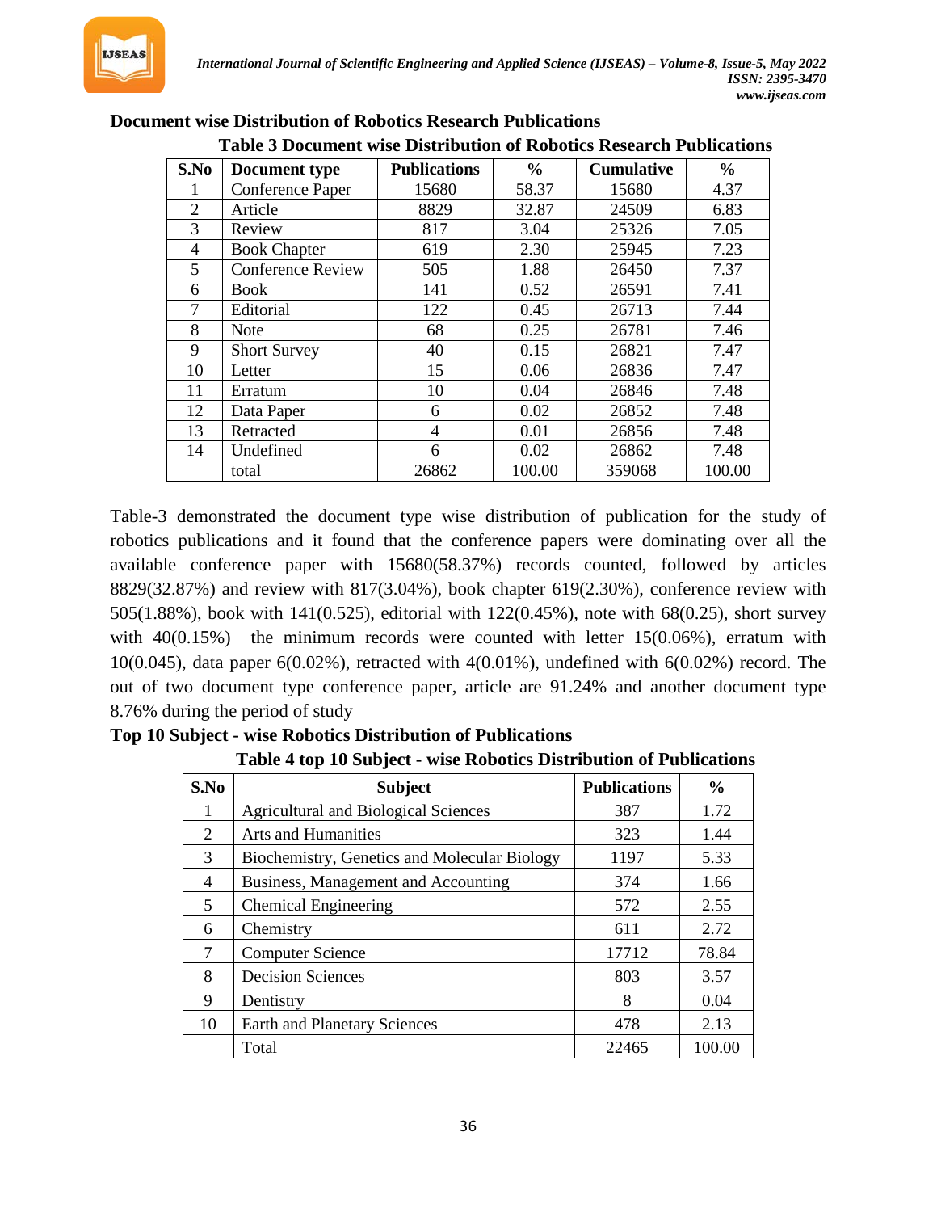## Document wise Distribution of Robotics Research Publications

**Table 3 Document wise Distribution of Robotics Research Publications**

| S.No | Document type | Publications | % | Cumulative | % |
|---|---|---|---|---|---|
| 1 | Conference Paper | 15680 | 58.37 | 15680 | 4.37 |
| 2 | Article | 8829 | 32.87 | 24509 | 6.83 |
| 3 | Review | 817 | 3.04 | 25326 | 7.05 |
| 4 | Book Chapter | 619 | 2.30 | 25945 | 7.23 |
| 5 | Conference Review | 505 | 1.88 | 26450 | 7.37 |
| 6 | Book | 141 | 0.52 | 26591 | 7.41 |
| 7 | Editorial | 122 | 0.45 | 26713 | 7.44 |
| 8 | Note | 68 | 0.25 | 26781 | 7.46 |
| 9 | Short Survey | 40 | 0.15 | 26821 | 7.47 |
| 10 | Letter | 15 | 0.06 | 26836 | 7.47 |
| 11 | Erratum | 10 | 0.04 | 26846 | 7.48 |
| 12 | Data Paper | 6 | 0.02 | 26852 | 7.48 |
| 13 | Retracted | 4 | 0.01 | 26856 | 7.48 |
| 14 | Undefined | 6 | 0.02 | 26862 | 7.48 |
| | total | 26862 | 100.00 | 359068 | 100.00 |

Table-3 demonstrated the document type wise distribution of publication for the study of robotics publications and it found that the conference papers were dominating over all the available conference paper with 15680(58.37%) records counted, followed by articles 8829(32.87%) and review with 817(3.04%), book chapter 619(2.30%), conference review with 505(1.88%), book with 141(0.525), editorial with 122(0.45%), note with 68(0.25), short survey with 40(0.15%) the minimum records were counted with letter 15(0.06%), erratum with 10(0.045), data paper 6(0.02%), retracted with 4(0.01%), undefined with 6(0.02%) record. The out of two document type conference paper, article are 91.24% and another document type 8.76% during the period of study

## Top 10 Subject - wise Robotics Distribution of Publications

**Table 4 top 10 Subject - wise Robotics Distribution of Publications**

| S.No | Subject | Publications | % |
|---|---|---|---|
| 1 | Agricultural and Biological Sciences | 387 | 1.72 |
| 2 | Arts and Humanities | 323 | 1.44 |
| 3 | Biochemistry, Genetics and Molecular Biology | 1197 | 5.33 |
| 4 | Business, Management and Accounting | 374 | 1.66 |
| 5 | Chemical Engineering | 572 | 2.55 |
| 6 | Chemistry | 611 | 2.72 |
| 7 | Computer Science | 17712 | 78.84 |
| 8 | Decision Sciences | 803 | 3.57 |
| 9 | Dentistry | 8 | 0.04 |
| 10 | Earth and Planetary Sciences | 478 | 2.13 |
| | Total | 22465 | 100.00 |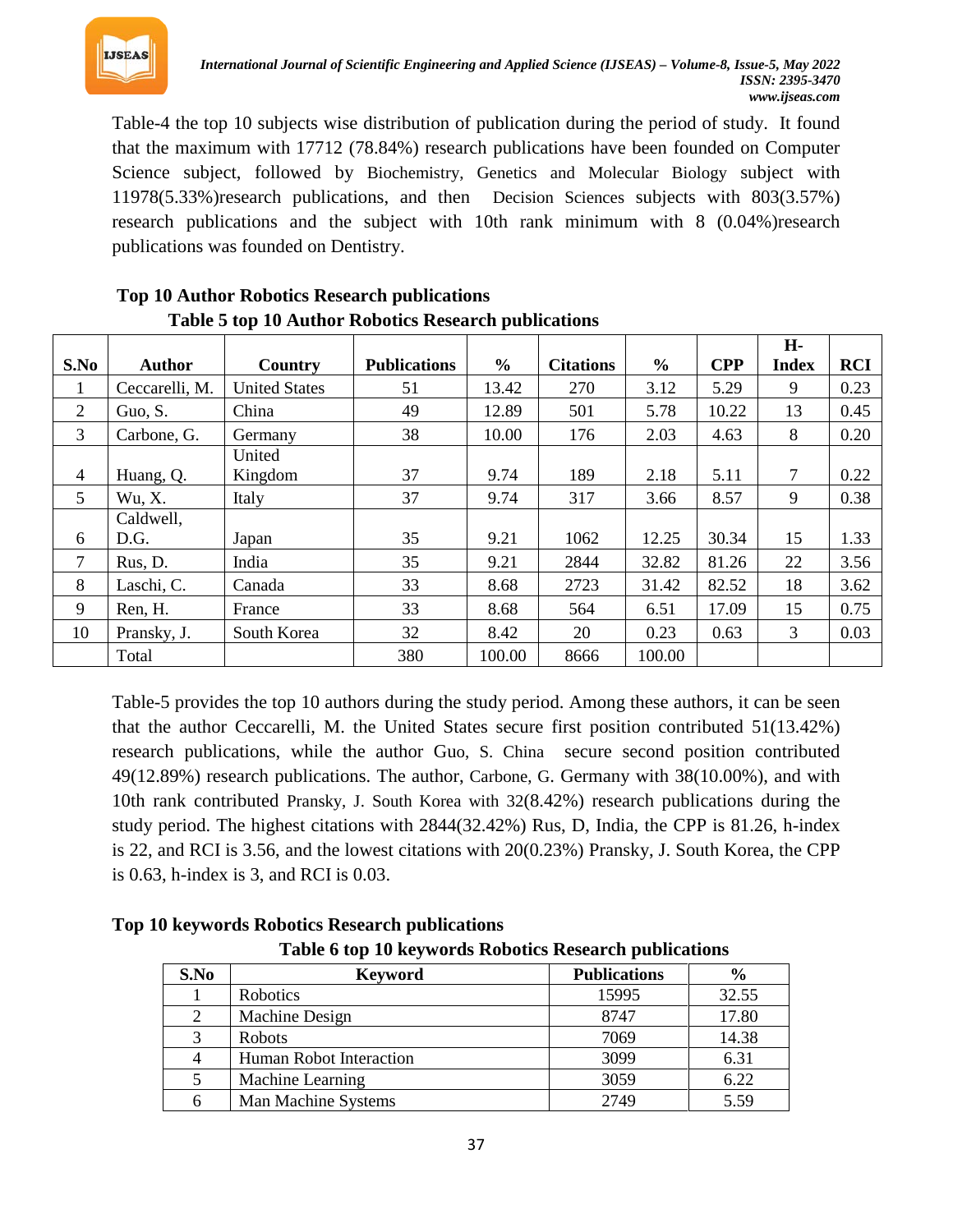Table-4 the top 10 subjects wise distribution of publication during the period of study. It found that the maximum with 17712 (78.84%) research publications have been founded on Computer Science subject, followed by Biochemistry, Genetics and Molecular Biology subject with 11978(5.33%)research publications, and then Decision Sciences subjects with 803(3.57%) research publications and the subject with 10th rank minimum with 8 (0.04%)research publications was founded on Dentistry.

**Top 10 Author Robotics Research publications**

**Table 5 top 10 Author Robotics Research publications**

| S.No | Author | Country | Publications | % | Citations | % | CPP | H-Index | RCI |
|---|---|---|---|---|---|---|---|---|---|
| 1 | Ceccarelli, M. | United States | 51 | 13.42 | 270 | 3.12 | 5.29 | 9 | 0.23 |
| 2 | Guo, S. | China | 49 | 12.89 | 501 | 5.78 | 10.22 | 13 | 0.45 |
| 3 | Carbone, G. | Germany | 38 | 10.00 | 176 | 2.03 | 4.63 | 8 | 0.20 |
| 4 | Huang, Q. | United Kingdom | 37 | 9.74 | 189 | 2.18 | 5.11 | 7 | 0.22 |
| 5 | Wu, X. | Italy | 37 | 9.74 | 317 | 3.66 | 8.57 | 9 | 0.38 |
| 6 | Caldwell, D.G. | Japan | 35 | 9.21 | 1062 | 12.25 | 30.34 | 15 | 1.33 |
| 7 | Rus, D. | India | 35 | 9.21 | 2844 | 32.82 | 81.26 | 22 | 3.56 |
| 8 | Laschi, C. | Canada | 33 | 8.68 | 2723 | 31.42 | 82.52 | 18 | 3.62 |
| 9 | Ren, H. | France | 33 | 8.68 | 564 | 6.51 | 17.09 | 15 | 0.75 |
| 10 | Pransky, J. | South Korea | 32 | 8.42 | 20 | 0.23 | 0.63 | 3 | 0.03 |
| | Total | | 380 | 100.00 | 8666 | 100.00 | | | |

Table-5 provides the top 10 authors during the study period. Among these authors, it can be seen that the author Ceccarelli, M. the United States secure first position contributed 51(13.42%) research publications, while the author Guo, S. China secure second position contributed 49(12.89%) research publications. The author, Carbone, G. Germany with 38(10.00%), and with 10th rank contributed Pransky, J. South Korea with 32(8.42%) research publications during the study period. The highest citations with 2844(32.42%) Rus, D, India, the CPP is 81.26, h-index is 22, and RCI is 3.56, and the lowest citations with 20(0.23%) Pransky, J. South Korea, the CPP is 0.63, h-index is 3, and RCI is 0.03.

**Top 10 keywords Robotics Research publications**

**Table 6 top 10 keywords Robotics Research publications**

| S.No | Keyword | Publications | % |
|---|---|---|---|
| 1 | Robotics | 15995 | 32.55 |
| 2 | Machine Design | 8747 | 17.80 |
| 3 | Robots | 7069 | 14.38 |
| 4 | Human Robot Interaction | 3099 | 6.31 |
| 5 | Machine Learning | 3059 | 6.22 |
| 6 | Man Machine Systems | 2749 | 5.59 |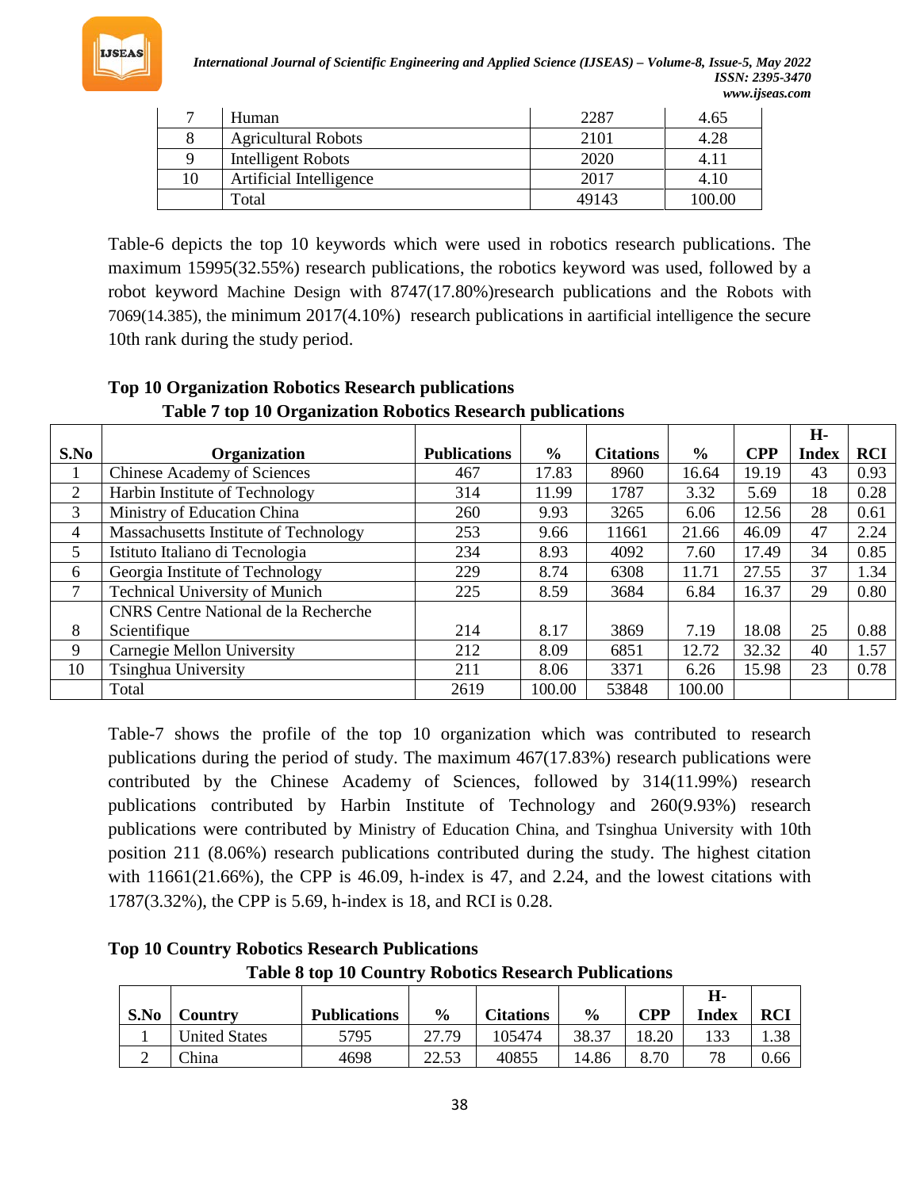| 7 | Human | 2287 | 4.65 |
|---|---|---|---|
| 8 | Agricultural Robots | 2101 | 4.28 |
| 9 | Intelligent Robots | 2020 | 4.11 |
| 10 | Artificial Intelligence | 2017 | 4.10 |
| | Total | 49143 | 100.00 |

Table-6 depicts the top 10 keywords which were used in robotics research publications. The maximum 15995(32.55%) research publications, the robotics keyword was used, followed by a robot keyword Machine Design with 8747(17.80%)research publications and the Robots with 7069(14.385), the minimum 2017(4.10%) research publications in aartificial intelligence the secure 10th rank during the study period.

**Top 10 Organization Robotics Research publications**

**Table 7 top 10 Organization Robotics Research publications**

| S.No | Organization | Publications | % | Citations | % | CPP | H-Index | RCI |
|---|---|---|---|---|---|---|---|---|
| 1 | Chinese Academy of Sciences | 467 | 17.83 | 8960 | 16.64 | 19.19 | 43 | 0.93 |
| 2 | Harbin Institute of Technology | 314 | 11.99 | 1787 | 3.32 | 5.69 | 18 | 0.28 |
| 3 | Ministry of Education China | 260 | 9.93 | 3265 | 6.06 | 12.56 | 28 | 0.61 |
| 4 | Massachusetts Institute of Technology | 253 | 9.66 | 11661 | 21.66 | 46.09 | 47 | 2.24 |
| 5 | Istituto Italiano di Tecnologia | 234 | 8.93 | 4092 | 7.60 | 17.49 | 34 | 0.85 |
| 6 | Georgia Institute of Technology | 229 | 8.74 | 6308 | 11.71 | 27.55 | 37 | 1.34 |
| 7 | Technical University of Munich | 225 | 8.59 | 3684 | 6.84 | 16.37 | 29 | 0.80 |
| 8 | CNRS Centre National de la Recherche Scientifique | 214 | 8.17 | 3869 | 7.19 | 18.08 | 25 | 0.88 |
| 9 | Carnegie Mellon University | 212 | 8.09 | 6851 | 12.72 | 32.32 | 40 | 1.57 |
| 10 | Tsinghua University | 211 | 8.06 | 3371 | 6.26 | 15.98 | 23 | 0.78 |
| | Total | 2619 | 100.00 | 53848 | 100.00 | | | |

Table-7 shows the profile of the top 10 organization which was contributed to research publications during the period of study. The maximum 467(17.83%) research publications were contributed by the Chinese Academy of Sciences, followed by 314(11.99%) research publications contributed by Harbin Institute of Technology and 260(9.93%) research publications were contributed by Ministry of Education China, and Tsinghua University with 10th position 211 (8.06%) research publications contributed during the study. The highest citation with 11661(21.66%), the CPP is 46.09, h-index is 47, and 2.24, and the lowest citations with 1787(3.32%), the CPP is 5.69, h-index is 18, and RCI is 0.28.

**Top 10 Country Robotics Research Publications**

**Table 8 top 10 Country Robotics Research Publications**

| S.No | Country | Publications | % | Citations | % | CPP | H-Index | RCI |
|---|---|---|---|---|---|---|---|---|
| 1 | United States | 5795 | 27.79 | 105474 | 38.37 | 18.20 | 133 | 1.38 |
| 2 | China | 4698 | 22.53 | 40855 | 14.86 | 8.70 | 78 | 0.66 |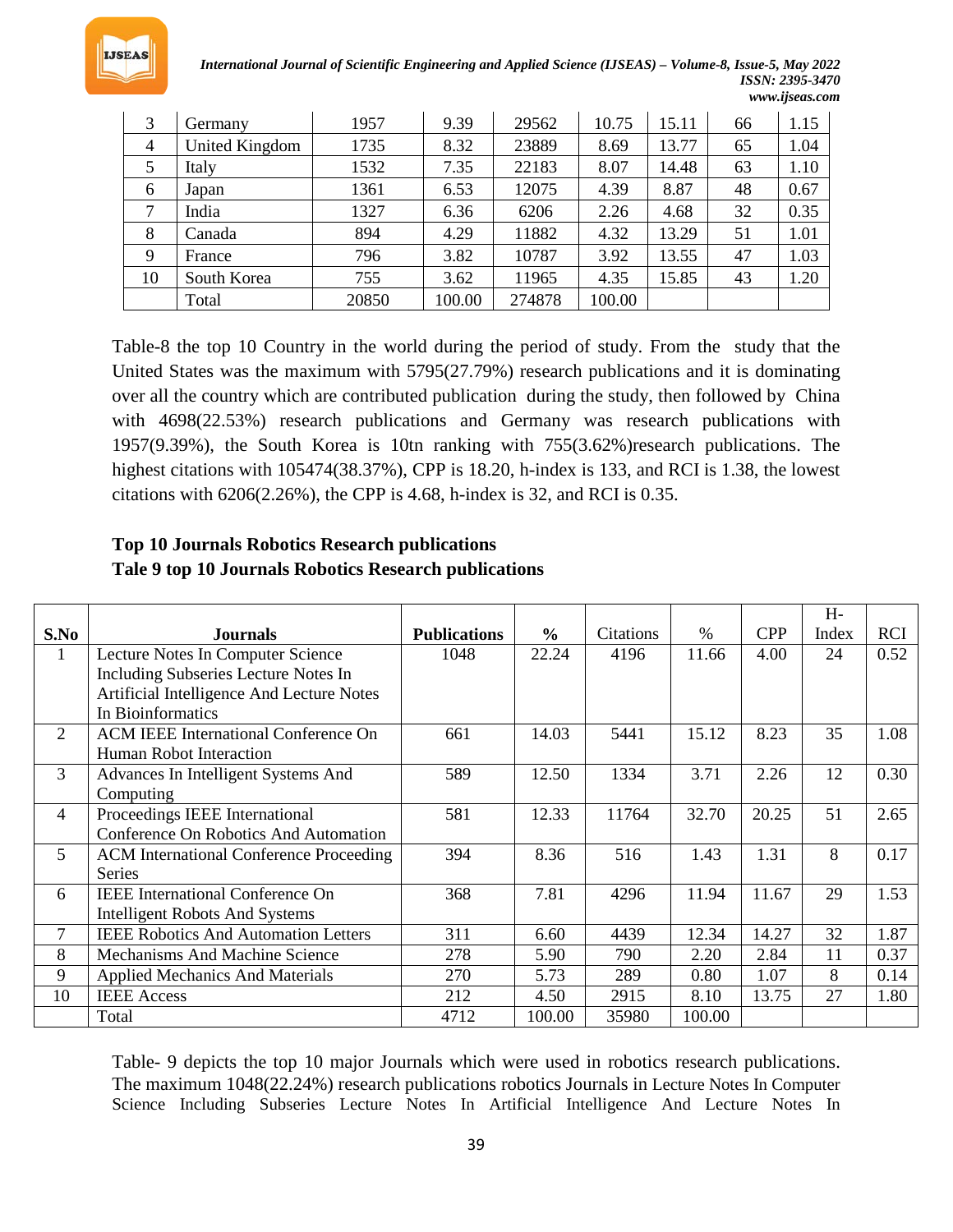| 3 | Germany | 1957 | 9.39 | 29562 | 10.75 | 15.11 | 66 | 1.15 |
|---|---|---|---|---|---|---|---|---|
| 4 | United Kingdom | 1735 | 8.32 | 23889 | 8.69 | 13.77 | 65 | 1.04 |
| 5 | Italy | 1532 | 7.35 | 22183 | 8.07 | 14.48 | 63 | 1.10 |
| 6 | Japan | 1361 | 6.53 | 12075 | 4.39 | 8.87 | 48 | 0.67 |
| 7 | India | 1327 | 6.36 | 6206 | 2.26 | 4.68 | 32 | 0.35 |
| 8 | Canada | 894 | 4.29 | 11882 | 4.32 | 13.29 | 51 | 1.01 |
| 9 | France | 796 | 3.82 | 10787 | 3.92 | 13.55 | 47 | 1.03 |
| 10 | South Korea | 755 | 3.62 | 11965 | 4.35 | 15.85 | 43 | 1.20 |
| | Total | 20850 | 100.00 | 274878 | 100.00 | | | |

Table-8 the top 10 Country in the world during the period of study. From the study that the United States was the maximum with 5795(27.79%) research publications and it is dominating over all the country which are contributed publication during the study, then followed by China with 4698(22.53%) research publications and Germany was research publications with 1957(9.39%), the South Korea is 10tn ranking with 755(3.62%)research publications. The highest citations with 105474(38.37%), CPP is 18.20, h-index is 133, and RCI is 1.38, the lowest citations with 6206(2.26%), the CPP is 4.68, h-index is 32, and RCI is 0.35.

**Top 10 Journals Robotics Research publications**

**Tale 9 top 10 Journals Robotics Research publications**

| S.No | Journals | Publications | % | Citations | % | CPP | H-Index | RCI |
|---|---|---|---|---|---|---|---|---|
| 1 | Lecture Notes In Computer Science Including Subseries Lecture Notes In Artificial Intelligence And Lecture Notes In Bioinformatics | 1048 | 22.24 | 4196 | 11.66 | 4.00 | 24 | 0.52 |
| 2 | ACM IEEE International Conference On Human Robot Interaction | 661 | 14.03 | 5441 | 15.12 | 8.23 | 35 | 1.08 |
| 3 | Advances In Intelligent Systems And Computing | 589 | 12.50 | 1334 | 3.71 | 2.26 | 12 | 0.30 |
| 4 | Proceedings IEEE International Conference On Robotics And Automation | 581 | 12.33 | 11764 | 32.70 | 20.25 | 51 | 2.65 |
| 5 | ACM International Conference Proceeding Series | 394 | 8.36 | 516 | 1.43 | 1.31 | 8 | 0.17 |
| 6 | IEEE International Conference On Intelligent Robots And Systems | 368 | 7.81 | 4296 | 11.94 | 11.67 | 29 | 1.53 |
| 7 | IEEE Robotics And Automation Letters | 311 | 6.60 | 4439 | 12.34 | 14.27 | 32 | 1.87 |
| 8 | Mechanisms And Machine Science | 278 | 5.90 | 790 | 2.20 | 2.84 | 11 | 0.37 |
| 9 | Applied Mechanics And Materials | 270 | 5.73 | 289 | 0.80 | 1.07 | 8 | 0.14 |
| 10 | IEEE Access | 212 | 4.50 | 2915 | 8.10 | 13.75 | 27 | 1.80 |
| | Total | 4712 | 100.00 | 35980 | 100.00 | | | |

Table- 9 depicts the top 10 major Journals which were used in robotics research publications. The maximum 1048(22.24%) research publications robotics Journals in Lecture Notes In Computer Science Including Subseries Lecture Notes In Artificial Intelligence And Lecture Notes In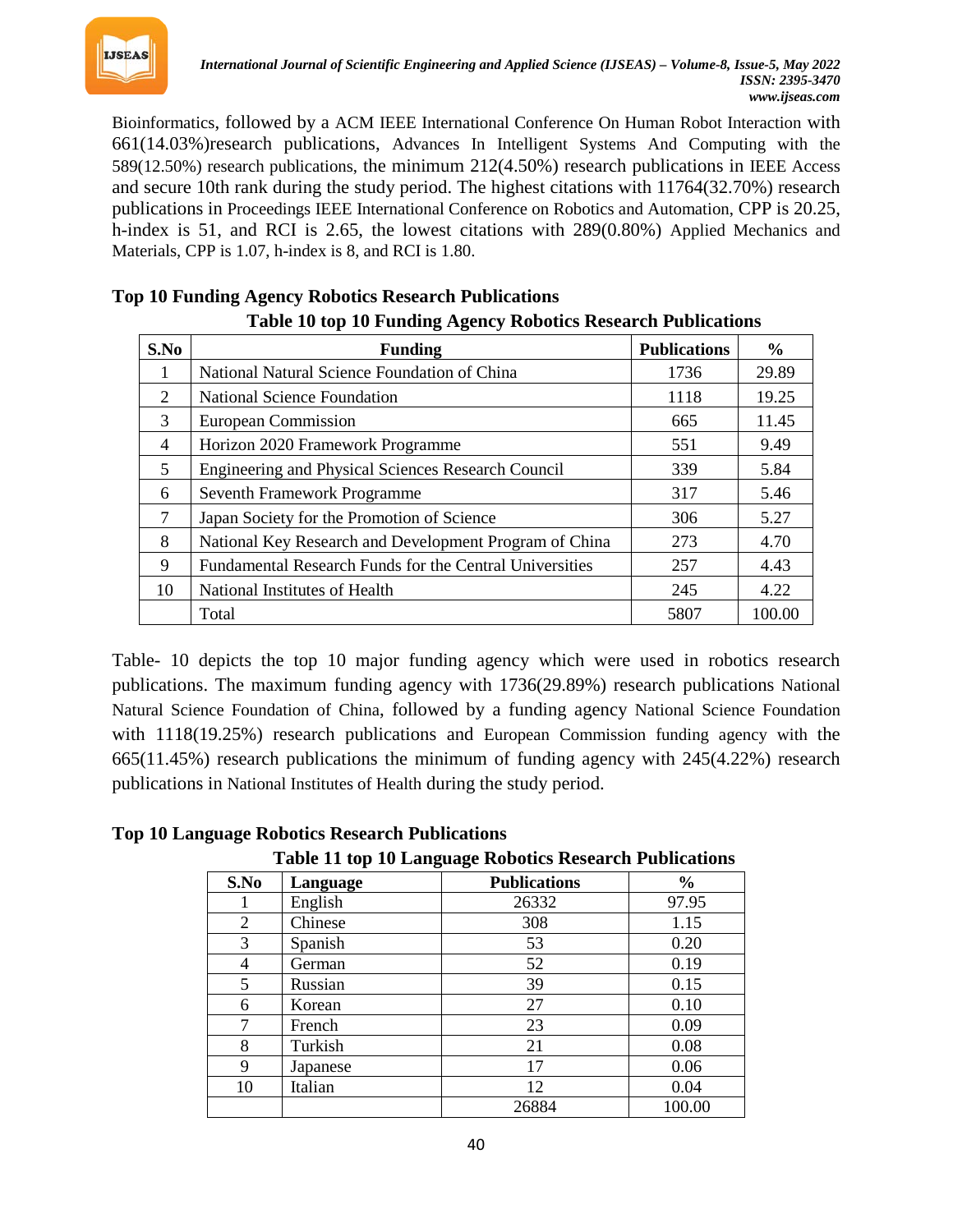Bioinformatics, followed by a ACM IEEE International Conference On Human Robot Interaction with 661(14.03%)research publications, Advances In Intelligent Systems And Computing with the 589(12.50%) research publications, the minimum 212(4.50%) research publications in IEEE Access and secure 10th rank during the study period. The highest citations with 11764(32.70%) research publications in Proceedings IEEE International Conference on Robotics and Automation, CPP is 20.25, h-index is 51, and RCI is 2.65, the lowest citations with 289(0.80%) Applied Mechanics and Materials, CPP is 1.07, h-index is 8, and RCI is 1.80.

### Top 10 Funding Agency Robotics Research Publications

**Table 10 top 10 Funding Agency Robotics Research Publications**

| S.No | Funding | Publications | % |
|---|---|---|---|
| 1 | National Natural Science Foundation of China | 1736 | 29.89 |
| 2 | National Science Foundation | 1118 | 19.25 |
| 3 | European Commission | 665 | 11.45 |
| 4 | Horizon 2020 Framework Programme | 551 | 9.49 |
| 5 | Engineering and Physical Sciences Research Council | 339 | 5.84 |
| 6 | Seventh Framework Programme | 317 | 5.46 |
| 7 | Japan Society for the Promotion of Science | 306 | 5.27 |
| 8 | National Key Research and Development Program of China | 273 | 4.70 |
| 9 | Fundamental Research Funds for the Central Universities | 257 | 4.43 |
| 10 | National Institutes of Health | 245 | 4.22 |
| | Total | 5807 | 100.00 |

Table- 10 depicts the top 10 major funding agency which were used in robotics research publications. The maximum funding agency with 1736(29.89%) research publications National Natural Science Foundation of China, followed by a funding agency National Science Foundation with 1118(19.25%) research publications and European Commission funding agency with the 665(11.45%) research publications the minimum of funding agency with 245(4.22%) research publications in National Institutes of Health during the study period.

### Top 10 Language Robotics Research Publications

**Table 11 top 10 Language Robotics Research Publications**

| S.No | Language | Publications | % |
|---|---|---|---|
| 1 | English | 26332 | 97.95 |
| 2 | Chinese | 308 | 1.15 |
| 3 | Spanish | 53 | 0.20 |
| 4 | German | 52 | 0.19 |
| 5 | Russian | 39 | 0.15 |
| 6 | Korean | 27 | 0.10 |
| 7 | French | 23 | 0.09 |
| 8 | Turkish | 21 | 0.08 |
| 9 | Japanese | 17 | 0.06 |
| 10 | Italian | 12 | 0.04 |
| | | 26884 | 100.00 |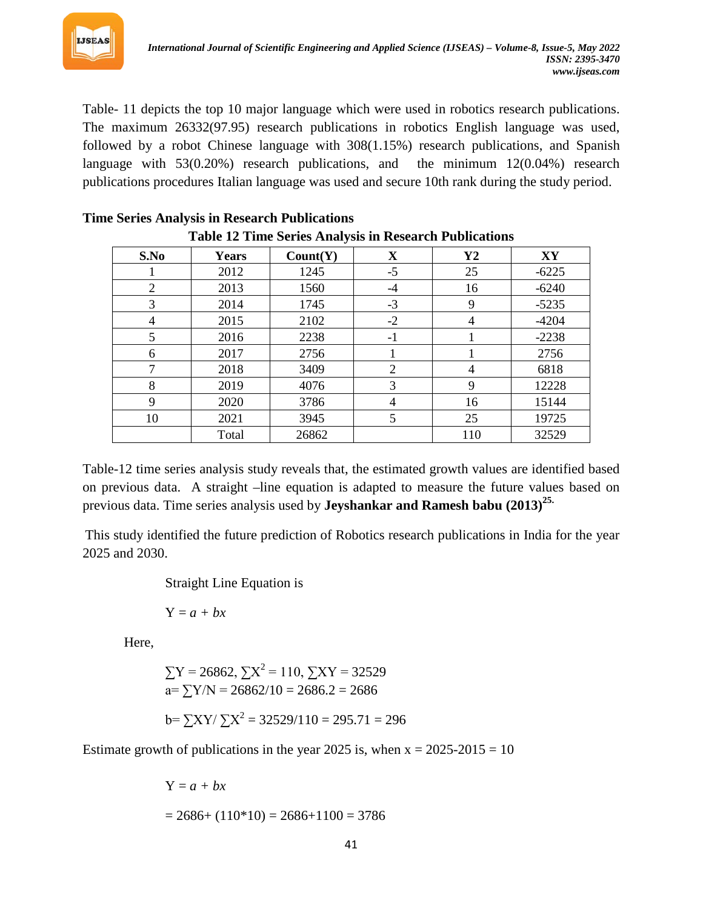Table- 11 depicts the top 10 major language which were used in robotics research publications. The maximum 26332(97.95) research publications in robotics English language was used, followed by a robot Chinese language with 308(1.15%) research publications, and Spanish language with 53(0.20%) research publications, and the minimum 12(0.04%) research publications procedures Italian language was used and secure 10th rank during the study period.

**Time Series Analysis in Research Publications**

**Table 12 Time Series Analysis in Research Publications**

| S.No | Years | Count(Y) | X | Y2 | XY |
|---|---|---|---|---|---|
| 1 | 2012 | 1245 | -5 | 25 | -6225 |
| 2 | 2013 | 1560 | -4 | 16 | -6240 |
| 3 | 2014 | 1745 | -3 | 9 | -5235 |
| 4 | 2015 | 2102 | -2 | 4 | -4204 |
| 5 | 2016 | 2238 | -1 | 1 | -2238 |
| 6 | 2017 | 2756 | 1 | 1 | 2756 |
| 7 | 2018 | 3409 | 2 | 4 | 6818 |
| 8 | 2019 | 4076 | 3 | 9 | 12228 |
| 9 | 2020 | 3786 | 4 | 16 | 15144 |
| 10 | 2021 | 3945 | 5 | 25 | 19725 |
| | Total | 26862 | | 110 | 32529 |

Table-12 time series analysis study reveals that, the estimated growth values are identified based on previous data. A straight –line equation is adapted to measure the future values based on previous data. Time series analysis used by **Jeyshankar and Ramesh babu (2013)**[25.]

This study identified the future prediction of Robotics research publications in India for the year 2025 and 2030.

Straight Line Equation is

$Y = a + bx$

Here,

$\sum Y = 26862$, $\sum X^2 = 110$, $\sum XY = 32529$

$a = \sum Y/N = 26862/10 = 2686.2 = 2686$

$b = \sum XY / \sum X^2 = 32529/110 = 295.71 = 296$

Estimate growth of publications in the year 2025 is, when x = 2025-2015 = 10

$Y = a + bx$

$= 2686 + (110*10) = 2686+1100 = 3786$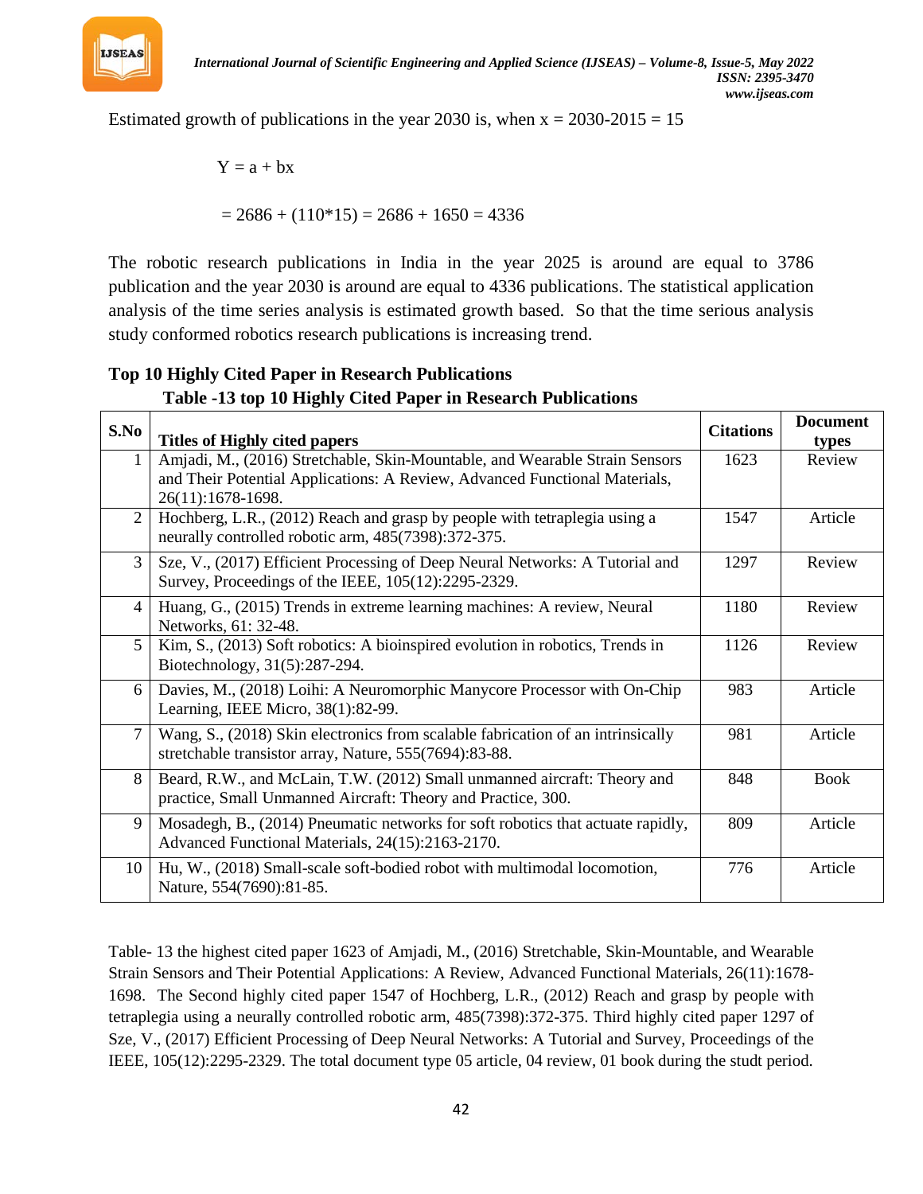Estimated growth of publications in the year 2030 is, when $x = 2030-2015 = 15$

$$Y = a + bx$$

$$= 2686 + (110*15) = 2686 + 1650 = 4336$$

The robotic research publications in India in the year 2025 is around are equal to 3786 publication and the year 2030 is around are equal to 4336 publications. The statistical application analysis of the time series analysis is estimated growth based. So that the time serious analysis study conformed robotics research publications is increasing trend.

**Top 10 Highly Cited Paper in Research Publications**

**Table -13 top 10 Highly Cited Paper in Research Publications**

| S.No | Titles of Highly cited papers | Citations | Document types |
|---|---|---|---|
| 1 | Amjadi, M., (2016) Stretchable, Skin-Mountable, and Wearable Strain Sensors and Their Potential Applications: A Review, Advanced Functional Materials, 26(11):1678-1698. | 1623 | Review |
| 2 | Hochberg, L.R., (2012) Reach and grasp by people with tetraplegia using a neurally controlled robotic arm, 485(7398):372-375. | 1547 | Article |
| 3 | Sze, V., (2017) Efficient Processing of Deep Neural Networks: A Tutorial and Survey, Proceedings of the IEEE, 105(12):2295-2329. | 1297 | Review |
| 4 | Huang, G., (2015) Trends in extreme learning machines: A review, Neural Networks, 61: 32-48. | 1180 | Review |
| 5 | Kim, S., (2013) Soft robotics: A bioinspired evolution in robotics, Trends in Biotechnology, 31(5):287-294. | 1126 | Review |
| 6 | Davies, M., (2018) Loihi: A Neuromorphic Manycore Processor with On-Chip Learning, IEEE Micro, 38(1):82-99. | 983 | Article |
| 7 | Wang, S., (2018) Skin electronics from scalable fabrication of an intrinsically stretchable transistor array, Nature, 555(7694):83-88. | 981 | Article |
| 8 | Beard, R.W., and McLain, T.W. (2012) Small unmanned aircraft: Theory and practice, Small Unmanned Aircraft: Theory and Practice, 300. | 848 | Book |
| 9 | Mosadegh, B., (2014) Pneumatic networks for soft robotics that actuate rapidly, Advanced Functional Materials, 24(15):2163-2170. | 809 | Article |
| 10 | Hu, W., (2018) Small-scale soft-bodied robot with multimodal locomotion, Nature, 554(7690):81-85. | 776 | Article |

Table- 13 the highest cited paper 1623 of Amjadi, M., (2016) Stretchable, Skin-Mountable, and Wearable Strain Sensors and Their Potential Applications: A Review, Advanced Functional Materials, 26(11):1678-1698. The Second highly cited paper 1547 of Hochberg, L.R., (2012) Reach and grasp by people with tetraplegia using a neurally controlled robotic arm, 485(7398):372-375. Third highly cited paper 1297 of Sze, V., (2017) Efficient Processing of Deep Neural Networks: A Tutorial and Survey, Proceedings of the IEEE, 105(12):2295-2329. The total document type 05 article, 04 review, 01 book during the studt period.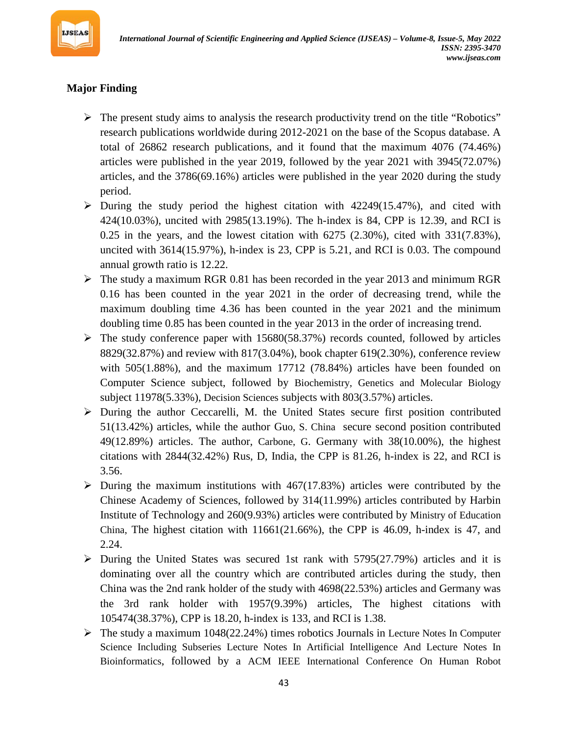## Major Finding

- The present study aims to analysis the research productivity trend on the title "Robotics" research publications worldwide during 2012-2021 on the base of the Scopus database. A total of 26862 research publications, and it found that the maximum 4076 (74.46%) articles were published in the year 2019, followed by the year 2021 with 3945(72.07%) articles, and the 3786(69.16%) articles were published in the year 2020 during the study period.
- During the study period the highest citation with 42249(15.47%), and cited with 424(10.03%), uncited with 2985(13.19%). The h-index is 84, CPP is 12.39, and RCI is 0.25 in the years, and the lowest citation with 6275 (2.30%), cited with 331(7.83%), uncited with 3614(15.97%), h-index is 23, CPP is 5.21, and RCI is 0.03. The compound annual growth ratio is 12.22.
- The study a maximum RGR 0.81 has been recorded in the year 2013 and minimum RGR 0.16 has been counted in the year 2021 in the order of decreasing trend, while the maximum doubling time 4.36 has been counted in the year 2021 and the minimum doubling time 0.85 has been counted in the year 2013 in the order of increasing trend.
- The study conference paper with 15680(58.37%) records counted, followed by articles 8829(32.87%) and review with 817(3.04%), book chapter 619(2.30%), conference review with 505(1.88%), and the maximum 17712 (78.84%) articles have been founded on Computer Science subject, followed by Biochemistry, Genetics and Molecular Biology subject 11978(5.33%), Decision Sciences subjects with 803(3.57%) articles.
- During the author Ceccarelli, M. the United States secure first position contributed 51(13.42%) articles, while the author Guo, S. China secure second position contributed 49(12.89%) articles. The author, Carbone, G. Germany with 38(10.00%), the highest citations with 2844(32.42%) Rus, D, India, the CPP is 81.26, h-index is 22, and RCI is 3.56.
- During the maximum institutions with 467(17.83%) articles were contributed by the Chinese Academy of Sciences, followed by 314(11.99%) articles contributed by Harbin Institute of Technology and 260(9.93%) articles were contributed by Ministry of Education China, The highest citation with 11661(21.66%), the CPP is 46.09, h-index is 47, and 2.24.
- During the United States was secured 1st rank with 5795(27.79%) articles and it is dominating over all the country which are contributed articles during the study, then China was the 2nd rank holder of the study with 4698(22.53%) articles and Germany was the 3rd rank holder with 1957(9.39%) articles, The highest citations with 105474(38.37%), CPP is 18.20, h-index is 133, and RCI is 1.38.
- The study a maximum 1048(22.24%) times robotics Journals in Lecture Notes In Computer Science Including Subseries Lecture Notes In Artificial Intelligence And Lecture Notes In Bioinformatics, followed by a ACM IEEE International Conference On Human Robot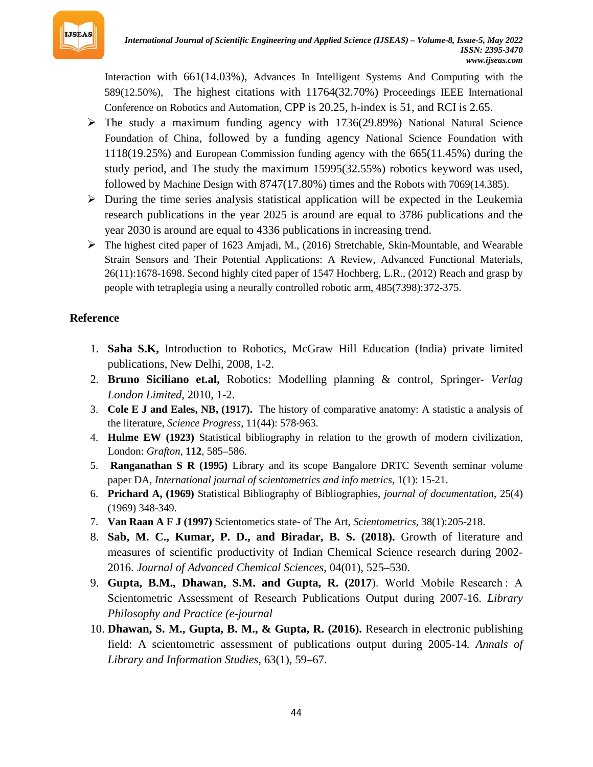Interaction with 661(14.03%), Advances In Intelligent Systems And Computing with the 589(12.50%), The highest citations with 11764(32.70%) Proceedings IEEE International Conference on Robotics and Automation, CPP is 20.25, h-index is 51, and RCI is 2.65.

- The study a maximum funding agency with 1736(29.89%) National Natural Science Foundation of China, followed by a funding agency National Science Foundation with 1118(19.25%) and European Commission funding agency with the 665(11.45%) during the study period, and The study the maximum 15995(32.55%) robotics keyword was used, followed by Machine Design with 8747(17.80%) times and the Robots with 7069(14.385).
- During the time series analysis statistical application will be expected in the Leukemia research publications in the year 2025 is around are equal to 3786 publications and the year 2030 is around are equal to 4336 publications in increasing trend.
- The highest cited paper of 1623 Amjadi, M., (2016) Stretchable, Skin-Mountable, and Wearable Strain Sensors and Their Potential Applications: A Review, Advanced Functional Materials, 26(11):1678-1698. Second highly cited paper of 1547 Hochberg, L.R., (2012) Reach and grasp by people with tetraplegia using a neurally controlled robotic arm, 485(7398):372-375.

## Reference

1. **Saha S.K,** Introduction to Robotics, McGraw Hill Education (India) private limited publications, New Delhi, 2008, 1-2.
2. **Bruno Siciliano et.al,** Robotics: Modelling planning & control, Springer- *Verlag London Limited*, 2010, 1-2.
3. **Cole E J and Eales, NB, (1917).** The history of comparative anatomy: A statistic a analysis of the literature, *Science Progress*, 11(44): 578-963.
4. **Hulme EW (1923)** Statistical bibliography in relation to the growth of modern civilization, London: *Grafton*, **112**, 585–586.
5. **Ranganathan S R (1995)** Library and its scope Bangalore DRTC Seventh seminar volume paper DA, *International journal of scientometrics and info metrics*, 1(1): 15-21.
6. **Prichard A, (1969)** Statistical Bibliography of Bibliographies, *journal of documentation*, 25(4) (1969) 348-349.
7. **Van Raan A F J (1997)** Scientometics state- of The Art, *Scientometrics*, 38(1):205-218.
8. **Sab, M. C., Kumar, P. D., and Biradar, B. S. (2018).** Growth of literature and measures of scientific productivity of Indian Chemical Science research during 2002-2016. *Journal of Advanced Chemical Sciences*, 04(01), 525–530.
9. **Gupta, B.M., Dhawan, S.M. and Gupta, R. (2017**). World Mobile Research : A Scientometric Assessment of Research Publications Output during 2007-16. *Library Philosophy and Practice (e-journal*
10. **Dhawan, S. M., Gupta, B. M., & Gupta, R. (2016).** Research in electronic publishing field: A scientometric assessment of publications output during 2005-14*. Annals of Library and Information Studies*, 63(1), 59–67.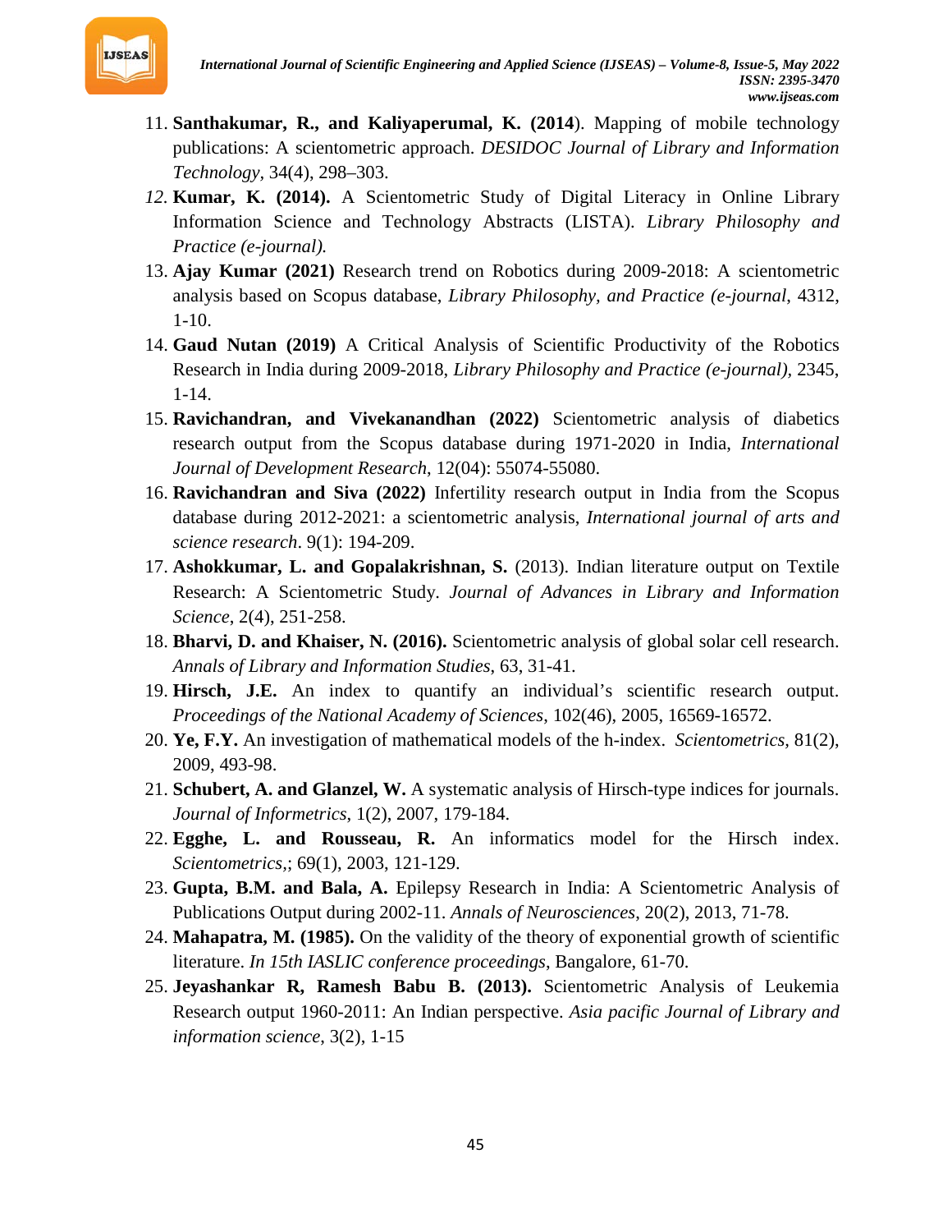11. **Santhakumar, R., and Kaliyaperumal, K. (2014**). Mapping of mobile technology publications: A scientometric approach. *DESIDOC Journal of Library and Information Technology,* 34(4), 298–303.
12. **Kumar, K. (2014).** A Scientometric Study of Digital Literacy in Online Library Information Science and Technology Abstracts (LISTA). *Library Philosophy and Practice (e-journal).*
13. **Ajay Kumar (2021)** Research trend on Robotics during 2009-2018: A scientometric analysis based on Scopus database, *Library Philosophy, and Practice (e-journal*, 4312, 1-10.
14. **Gaud Nutan (2019)** A Critical Analysis of Scientific Productivity of the Robotics Research in India during 2009-2018, *Library Philosophy and Practice (e-journal),* 2345, 1-14.
15. **Ravichandran, and Vivekanandhan (2022)** Scientometric analysis of diabetics research output from the Scopus database during 1971-2020 in India, *International Journal of Development Research*, 12(04): 55074-55080.
16. **Ravichandran and Siva (2022)** Infertility research output in India from the Scopus database during 2012-2021: a scientometric analysis, *International journal of arts and science research*. 9(1): 194-209.
17. **Ashokkumar, L. and Gopalakrishnan, S.** (2013). Indian literature output on Textile Research: A Scientometric Study. *Journal of Advances in Library and Information Science*, 2(4), 251-258.
18. **Bharvi, D. and Khaiser, N. (2016).** Scientometric analysis of global solar cell research. *Annals of Library and Information Studies*, 63, 31-41.
19. **Hirsch, J.E.** An index to quantify an individual's scientific research output. *Proceedings of the National Academy of Sciences*, 102(46), 2005, 16569-16572.
20. **Ye, F.Y.** An investigation of mathematical models of the h-index. *Scientometrics*, 81(2), 2009, 493-98.
21. **Schubert, A. and Glanzel, W.** A systematic analysis of Hirsch-type indices for journals. *Journal of Informetrics*, 1(2), 2007, 179-184.
22. **Egghe, L. and Rousseau, R.** An informatics model for the Hirsch index. *Scientometrics,*; 69(1), 2003, 121-129.
23. **Gupta, B.M. and Bala, A.** Epilepsy Research in India: A Scientometric Analysis of Publications Output during 2002-11. *Annals of Neurosciences*, 20(2), 2013, 71-78.
24. **Mahapatra, M. (1985).** On the validity of the theory of exponential growth of scientific literature. *In 15th IASLIC conference proceedings*, Bangalore, 61-70.
25. **Jeyashankar R, Ramesh Babu B. (2013).** Scientometric Analysis of Leukemia Research output 1960-2011: An Indian perspective. *Asia pacific Journal of Library and information science*, 3(2), 1-15